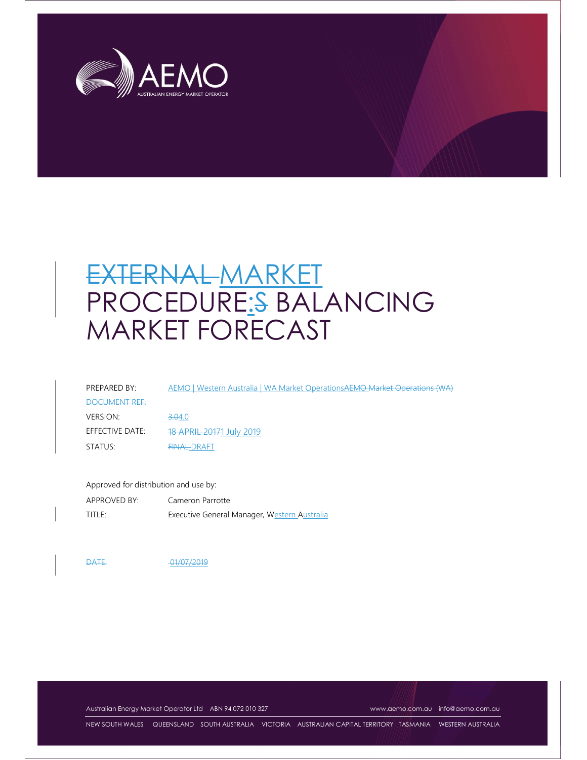# EXTERNAL MARKET PROCEDURE: S BALANCING MARKET FORECAST

| | |
|---|---|
| PREPARED BY: | AEMO \| Western Australia \| WA Market OperationsAEMO Market Operations (WA) |
| DOCUMENT REF: | |
| VERSION: | 3.04.0 |
| EFFECTIVE DATE: | 18 APRIL 20171 July 2019 |
| STATUS: | FINAL DRAFT |

Approved for distribution and use by:

| | |
|---|---|
| APPROVED BY: | Cameron Parrotte |
| TITLE: | Executive General Manager, Western Australia |

| | |
|---|---|
| DATE: | 01/07/2019 |

Australian Energy Market Operator Ltd ABN 94 072 010 327 www.aemo.com.au info@aemo.com.au

NEW SOUTH WALES QUEENSLAND SOUTH AUSTRALIA VICTORIA AUSTRALIAN CAPITAL TERRITORY TASMANIA WESTERN AUSTRALIA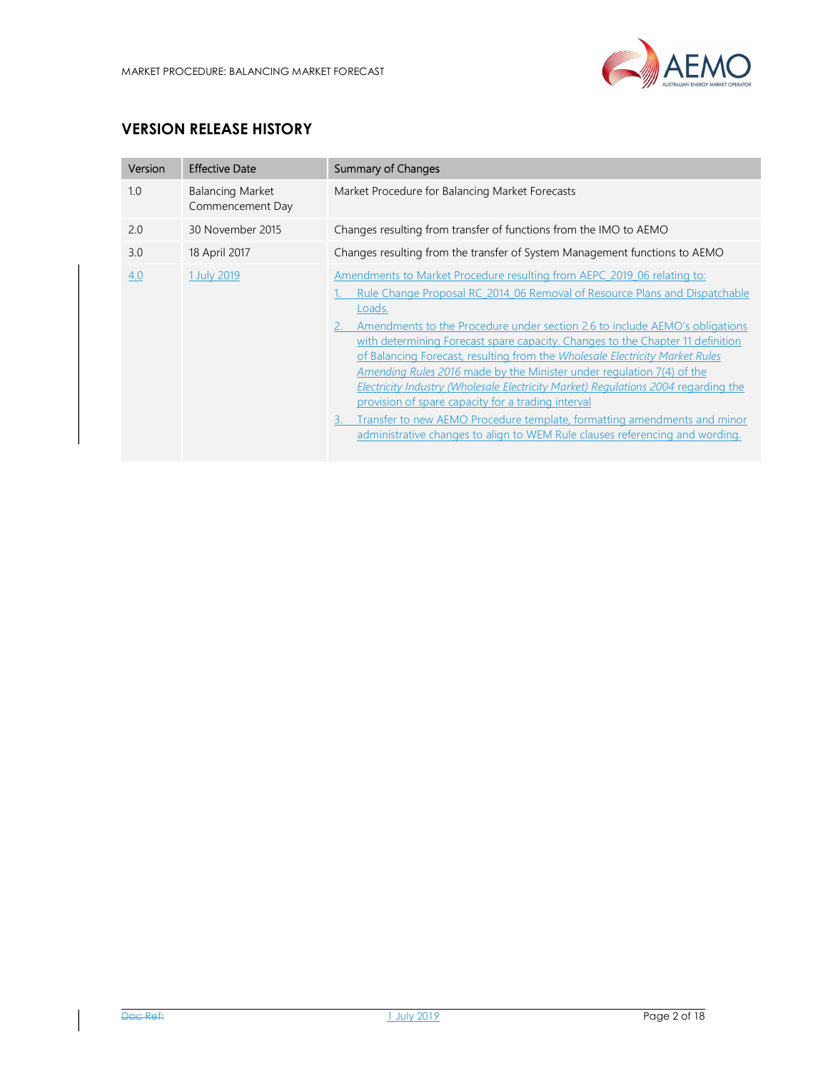## VERSION RELEASE HISTORY

| Version | Effective Date | Summary of Changes |
|---|---|---|
| 1.0 | Balancing Market Commencement Day | Market Procedure for Balancing Market Forecasts |
| 2.0 | 30 November 2015 | Changes resulting from transfer of functions from the IMO to AEMO |
| 3.0 | 18 April 2017 | Changes resulting from the transfer of System Management functions to AEMO |
| 4.0 | 1 July 2019 | Amendments to Market Procedure resulting from AEPC_2019_06 relating to:<br>1. Rule Change Proposal RC_2014_06 Removal of Resource Plans and Dispatchable Loads.<br>2. Amendments to the Procedure under section 2.6 to include AEMO's obligations with determining Forecast spare capacity. Changes to the Chapter 11 definition of Balancing Forecast, resulting from the *Wholesale Electricity Market Rules Amending Rules 2016* made by the Minister under regulation 7(4) of the *Electricity Industry (Wholesale Electricity Market) Regulations 2004* regarding the provision of spare capacity for a trading interval<br>3. Transfer to new AEMO Procedure template, formatting amendments and minor administrative changes to align to WEM Rule clauses referencing and wording. |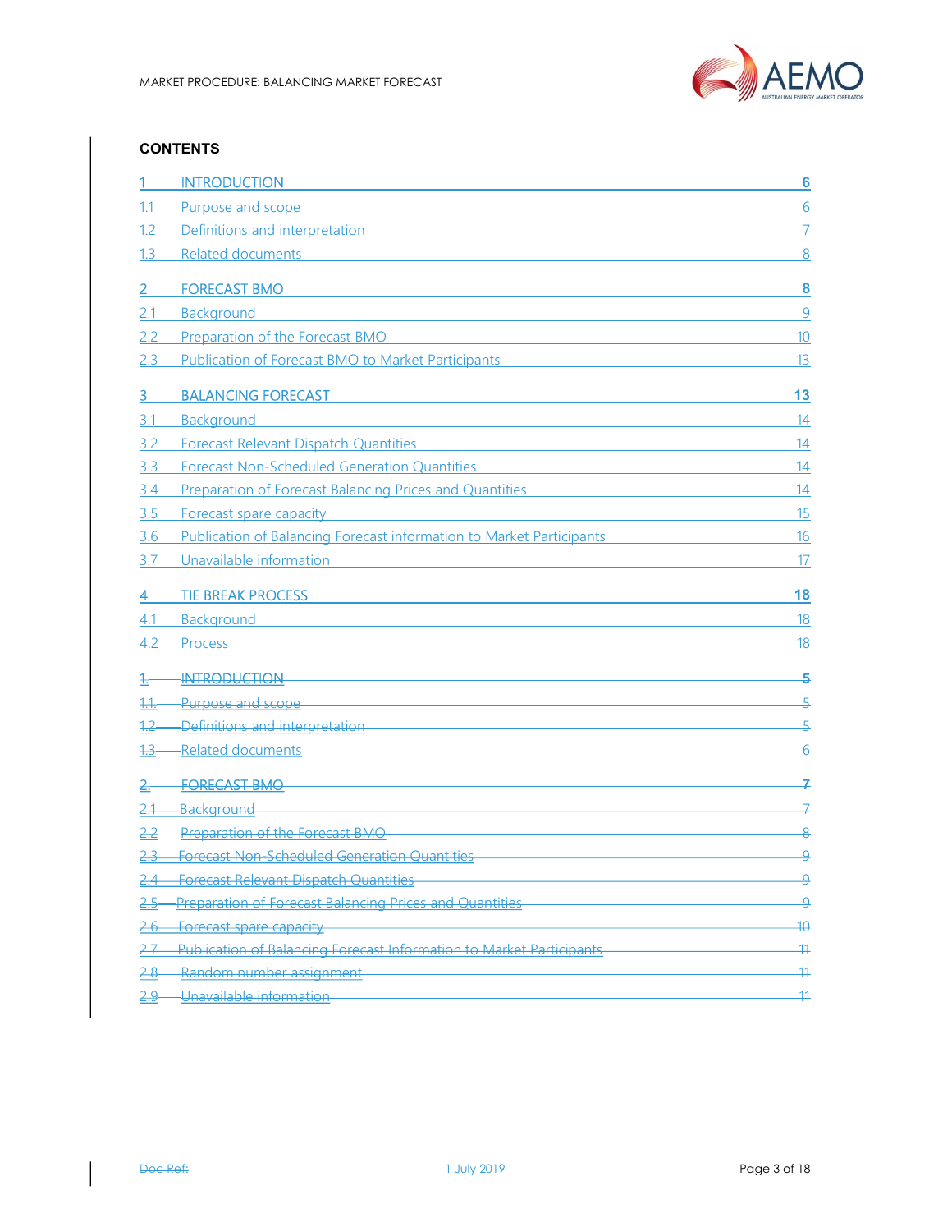**CONTENTS**

| | | |
|---|---|---|
| 1 | INTRODUCTION | 6 |
| 1.1 | Purpose and scope | 6 |
| 1.2 | Definitions and interpretation | 7 |
| 1.3 | Related documents | 8 |
| 2 | FORECAST BMO | 8 |
| 2.1 | Background | 9 |
| 2.2 | Preparation of the Forecast BMO | 10 |
| 2.3 | Publication of Forecast BMO to Market Participants | 13 |
| 3 | BALANCING FORECAST | 13 |
| 3.1 | Background | 14 |
| 3.2 | Forecast Relevant Dispatch Quantities | 14 |
| 3.3 | Forecast Non-Scheduled Generation Quantities | 14 |
| 3.4 | Preparation of Forecast Balancing Prices and Quantities | 14 |
| 3.5 | Forecast spare capacity | 15 |
| 3.6 | Publication of Balancing Forecast information to Market Participants | 16 |
| 3.7 | Unavailable information | 17 |
| 4 | TIE BREAK PROCESS | 18 |
| 4.1 | Background | 18 |
| 4.2 | Process | 18 |
| ~~1.~~ | ~~INTRODUCTION~~ | ~~5~~ |
| ~~1.1.~~ | ~~Purpose and scope~~ | ~~5~~ |
| ~~1.2~~ | ~~Definitions and interpretation~~ | ~~5~~ |
| ~~1.3~~ | ~~Related documents~~ | ~~6~~ |
| ~~2.~~ | ~~FORECAST BMO~~ | ~~7~~ |
| ~~2.1~~ | ~~Background~~ | ~~7~~ |
| ~~2.2~~ | ~~Preparation of the Forecast BMO~~ | ~~8~~ |
| ~~2.3~~ | ~~Forecast Non-Scheduled Generation Quantities~~ | ~~9~~ |
| ~~2.4~~ | ~~Forecast Relevant Dispatch Quantities~~ | ~~9~~ |
| ~~2.5~~ | ~~Preparation of Forecast Balancing Prices and Quantities~~ | ~~9~~ |
| ~~2.6~~ | ~~Forecast spare capacity~~ | ~~10~~ |
| ~~2.7~~ | ~~Publication of Balancing Forecast Information to Market Participants~~ | ~~11~~ |
| ~~2.8~~ | ~~Random number assignment~~ | ~~11~~ |
| ~~2.9~~ | ~~Unavailable information~~ | ~~11~~ |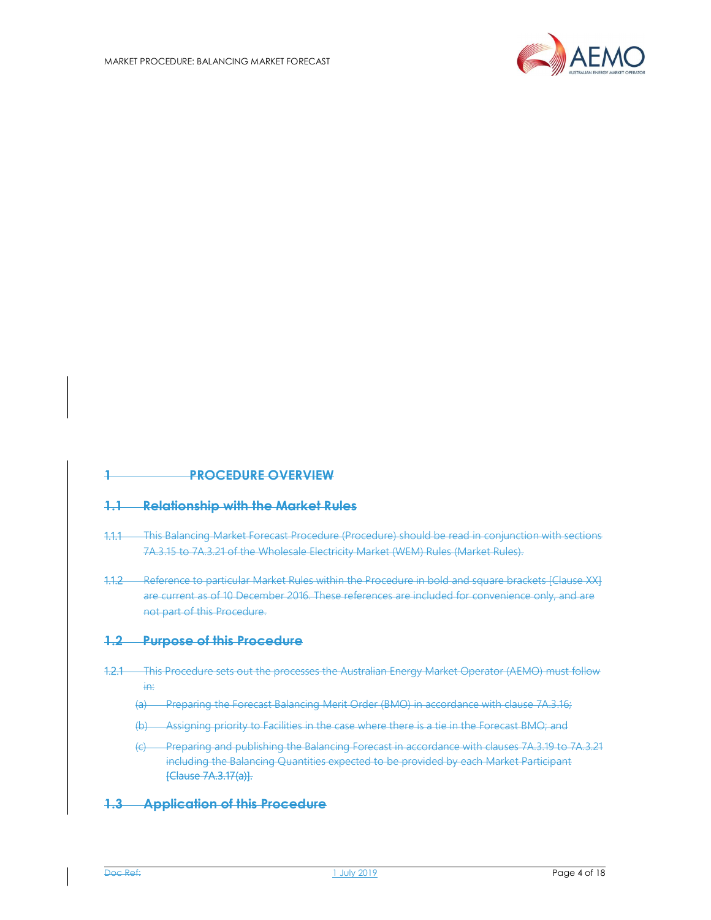# 1 PROCEDURE OVERVIEW

## 1.1 Relationship with the Market Rules

1.1.1 This Balancing Market Forecast Procedure (Procedure) should be read in conjunction with sections 7A.3.15 to 7A.3.21 of the Wholesale Electricity Market (WEM) Rules (Market Rules).

1.1.2 Reference to particular Market Rules within the Procedure in bold and square brackets [Clause XX] are current as of 10 December 2016. These references are included for convenience only, and are not part of this Procedure.

## 1.2 Purpose of this Procedure

1.2.1 This Procedure sets out the processes the Australian Energy Market Operator (AEMO) must follow in:

(a) Preparing the Forecast Balancing Merit Order (BMO) in accordance with clause 7A.3.16;

(b) Assigning priority to Facilities in the case where there is a tie in the Forecast BMO; and

(c) Preparing and publishing the Balancing Forecast in accordance with clauses 7A.3.19 to 7A.3.21 including the Balancing Quantities expected to be provided by each Market Participant **[Clause 7A.3.17(a)]**.

## 1.3 Application of this Procedure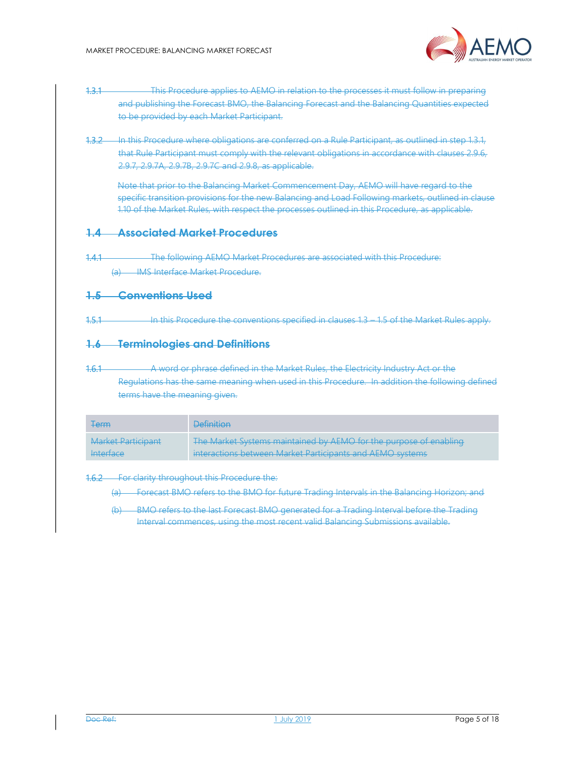1.3.1 This Procedure applies to AEMO in relation to the processes it must follow in preparing and publishing the Forecast BMO, the Balancing Forecast and the Balancing Quantities expected to be provided by each Market Participant.

1.3.2 In this Procedure where obligations are conferred on a Rule Participant, as outlined in step 1.3.1, that Rule Participant must comply with the relevant obligations in accordance with clauses 2.9.6, 2.9.7, 2.9.7A, 2.9.7B, 2.9.7C and 2.9.8, as applicable.

Note that prior to the Balancing Market Commencement Day, AEMO will have regard to the specific transition provisions for the new Balancing and Load Following markets, outlined in clause 1.10 of the Market Rules, with respect the processes outlined in this Procedure, as applicable.

## 1.4 Associated Market Procedures

1.4.1 The following AEMO Market Procedures are associated with this Procedure:

(a) IMS Interface Market Procedure.

## 1.5 Conventions Used

1.5.1 In this Procedure the conventions specified in clauses 1.3 – 1.5 of the Market Rules apply.

## 1.6 Terminologies and Definitions

1.6.1 A word or phrase defined in the Market Rules, the Electricity Industry Act or the Regulations has the same meaning when used in this Procedure. In addition the following defined terms have the meaning given.

| Term | Definition |
|---|---|
| Market Participant Interface | The Market Systems maintained by AEMO for the purpose of enabling interactions between Market Participants and AEMO systems |

1.6.2 For clarity throughout this Procedure the:

(a) Forecast BMO refers to the BMO for future Trading Intervals in the Balancing Horizon; and

(b) BMO refers to the last Forecast BMO generated for a Trading Interval before the Trading Interval commences, using the most recent valid Balancing Submissions available.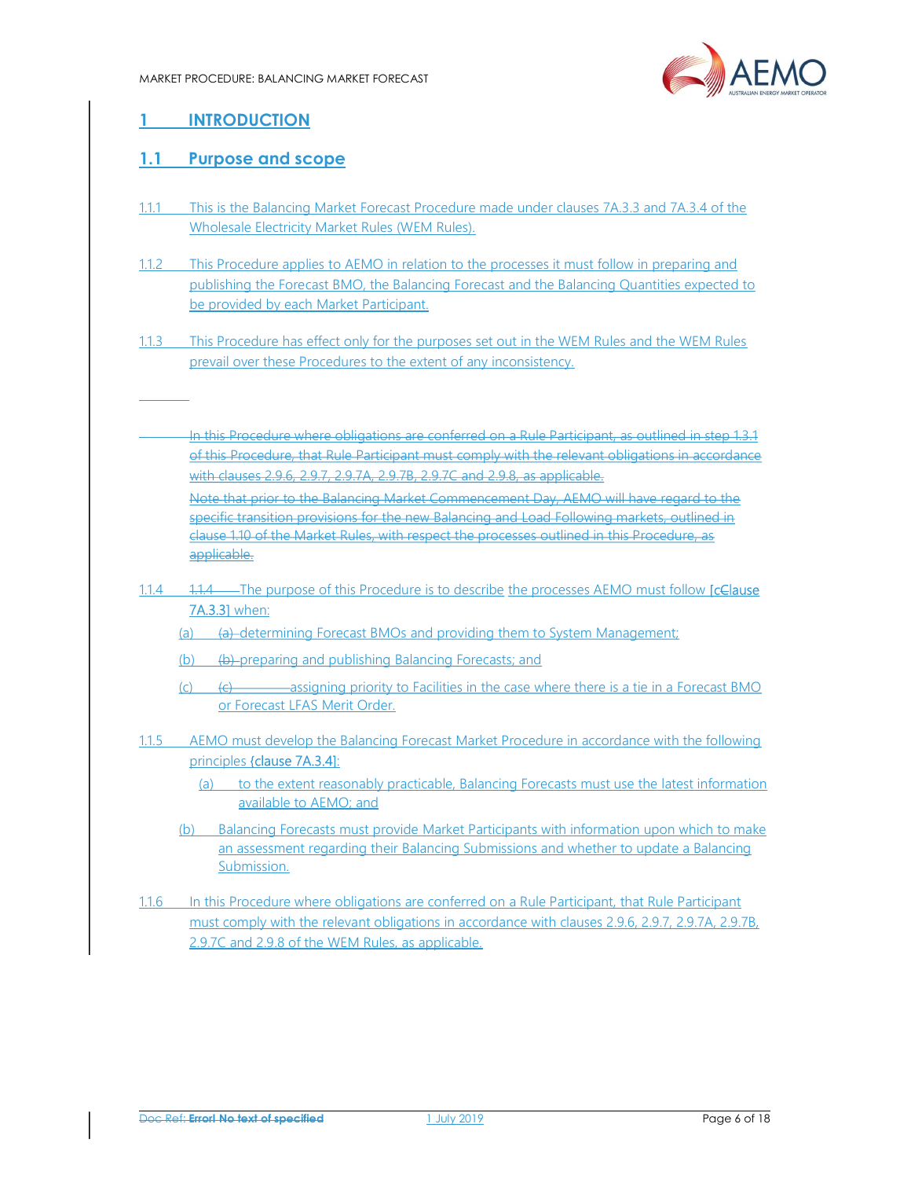# 1 INTRODUCTION

## 1.1 Purpose and scope

1.1.1 This is the Balancing Market Forecast Procedure made under clauses 7A.3.3 and 7A.3.4 of the Wholesale Electricity Market Rules (WEM Rules).

1.1.2 This Procedure applies to AEMO in relation to the processes it must follow in preparing and publishing the Forecast BMO, the Balancing Forecast and the Balancing Quantities expected to be provided by each Market Participant.

1.1.3 This Procedure has effect only for the purposes set out in the WEM Rules and the WEM Rules prevail over these Procedures to the extent of any inconsistency.

~~In this Procedure where obligations are conferred on a Rule Participant, as outlined in step 1.3.1 of this Procedure, that Rule Participant must comply with the relevant obligations in accordance with clauses 2.9.6, 2.9.7, 2.9.7A, 2.9.7B, 2.9.7C and 2.9.8, as applicable.~~

~~Note that prior to the Balancing Market Commencement Day, AEMO will have regard to the specific transition provisions for the new Balancing and Load Following markets, outlined in clause 1.10 of the Market Rules, with respect the processes outlined in this Procedure, as applicable.~~

1.1.4 ~~1.1.4~~ The purpose of this Procedure is to describe the processes AEMO must follow [~~c~~Clause 7A.3.3] when:

(a) ~~(a)~~ determining Forecast BMOs and providing them to System Management;

(b) ~~(b)~~ preparing and publishing Balancing Forecasts; and

(c) ~~(c)~~ assigning priority to Facilities in the case where there is a tie in a Forecast BMO or Forecast LFAS Merit Order.

1.1.5 AEMO must develop the Balancing Forecast Market Procedure in accordance with the following principles [clause 7A.3.4]:

(a) to the extent reasonably practicable, Balancing Forecasts must use the latest information available to AEMO; and

(b) Balancing Forecasts must provide Market Participants with information upon which to make an assessment regarding their Balancing Submissions and whether to update a Balancing Submission.

1.1.6 In this Procedure where obligations are conferred on a Rule Participant, that Rule Participant must comply with the relevant obligations in accordance with clauses 2.9.6, 2.9.7, 2.9.7A, 2.9.7B, 2.9.7C and 2.9.8 of the WEM Rules, as applicable.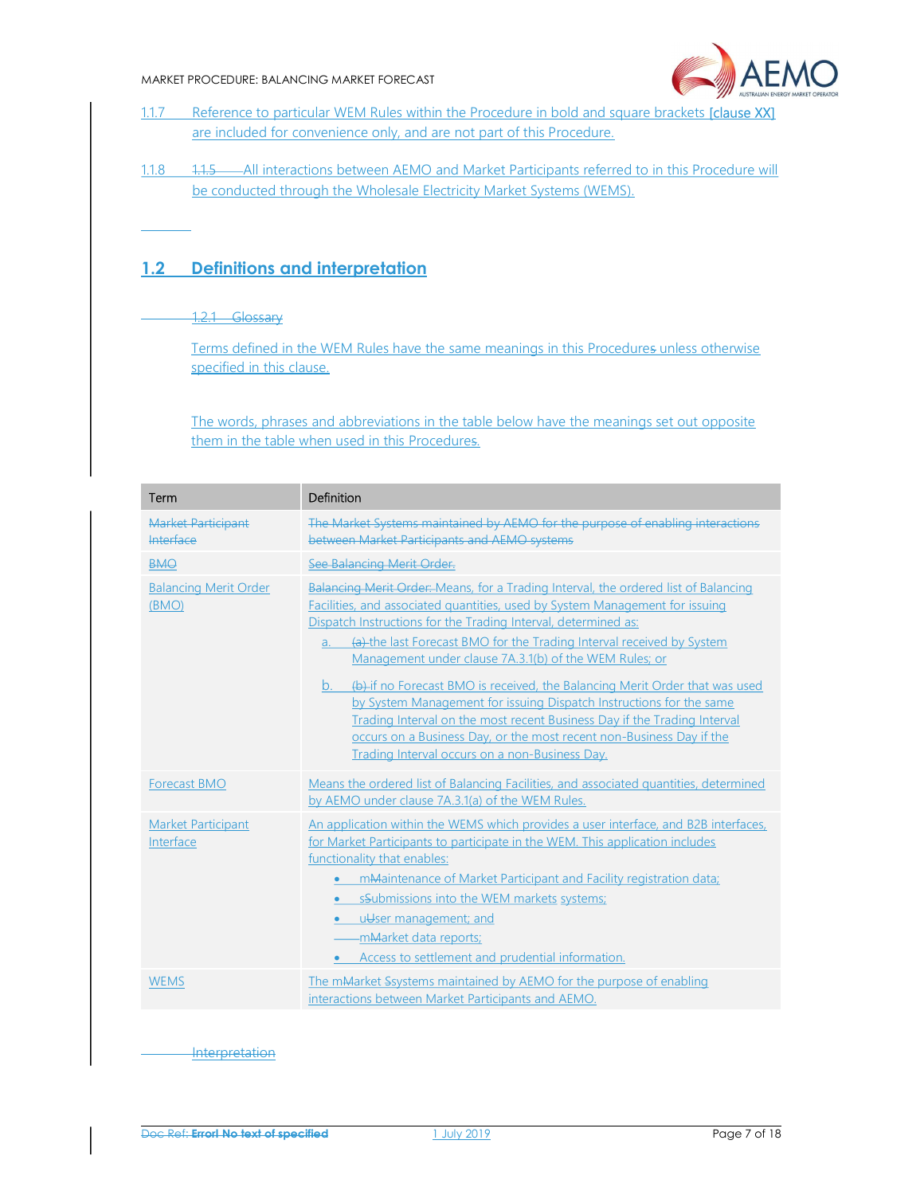1.1.7 Reference to particular WEM Rules within the Procedure in bold and square brackets **[clause XX]** are included for convenience only, and are not part of this Procedure.

1.1.8 ~~1.1.5~~ All interactions between AEMO and Market Participants referred to in this Procedure will be conducted through the Wholesale Electricity Market Systems (WEMS).

## 1.2 Definitions and interpretation

~~1.2.1 Glossary~~

Terms defined in the WEM Rules have the same meanings in this Procedure~~s~~ unless otherwise specified in this clause.

The words, phrases and abbreviations in the table below have the meanings set out opposite them in the table when used in this Procedure~~s~~.

| Term | Definition |
| --- | --- |
| ~~Market Participant Interface~~ | ~~The Market Systems maintained by AEMO for the purpose of enabling interactions between Market Participants and AEMO systems~~ |
| ~~BMO~~ | ~~See Balancing Merit Order.~~ |
| Balancing Merit Order (BMO) | ~~Balancing Merit Order:~~ Means, for a Trading Interval, the ordered list of Balancing Facilities, and associated quantities, used by System Management for issuing Dispatch Instructions for the Trading Interval, determined as:<br>a. ~~(a)~~ the last Forecast BMO for the Trading Interval received by System Management under clause 7A.3.1(b) of the WEM Rules; or<br>b. ~~(b)~~ if no Forecast BMO is received, the Balancing Merit Order that was used by System Management for issuing Dispatch Instructions for the same Trading Interval on the most recent Business Day if the Trading Interval occurs on a Business Day, or the most recent non-Business Day if the Trading Interval occurs on a non-Business Day. |
| Forecast BMO | Means the ordered list of Balancing Facilities, and associated quantities, determined by AEMO under clause 7A.3.1(a) of the WEM Rules. |
| Market Participant Interface | An application within the WEMS which provides a user interface, and B2B interfaces, for Market Participants to participate in the WEM. This application includes functionality that enables:<br>• m~~M~~aintenance of Market Participant and Facility registration data;<br>• s~~S~~ubmissions into the WEM markets systems;<br>• u~~U~~ser management; and<br>• m~~M~~arket data reports;<br>• Access to settlement and prudential information. |
| WEMS | The m~~M~~arket S~~s~~ystems maintained by AEMO for the purpose of enabling interactions between Market Participants and AEMO. |

~~Interpretation~~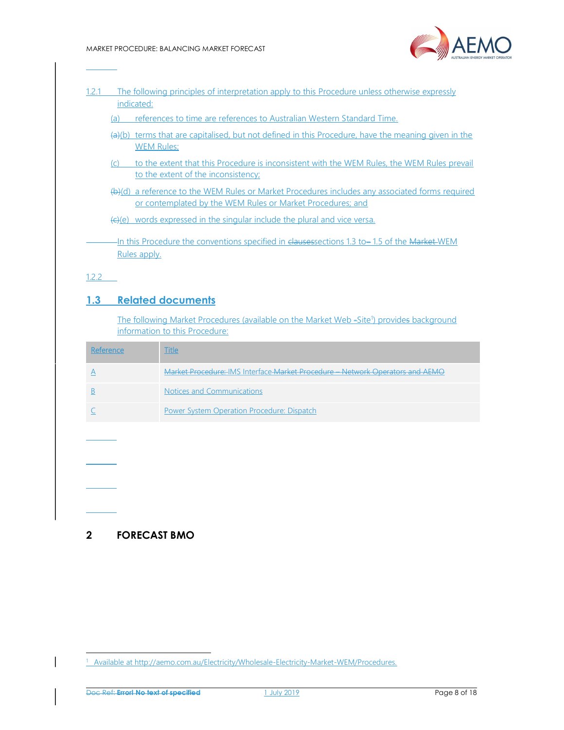1.2.1 The following principles of interpretation apply to this Procedure unless otherwise expressly indicated:

(a) references to time are references to Australian Western Standard Time.

~~(a)~~(b) terms that are capitalised, but not defined in this Procedure, have the meaning given in the WEM Rules;

(c) to the extent that this Procedure is inconsistent with the WEM Rules, the WEM Rules prevail to the extent of the inconsistency;

~~(b)~~(d) a reference to the WEM Rules or Market Procedures includes any associated forms required or contemplated by the WEM Rules or Market Procedures; and

~~(c)~~(e) words expressed in the singular include the plural and vice versa.

In this Procedure the conventions specified in ~~clauses~~sections 1.3 to~~–~~ 1.5 of the ~~Market~~ WEM Rules apply.

1.2.2

## 1.3 Related documents

The following Market Procedures (available on the Market Web ~~-~~Site[1]) provide~~s~~ background information to this Procedure:

| Reference | Title |
| --- | --- |
| A | ~~Market Procedure: IMS Interface~~ ~~Market Procedure – Network Operators and AEMO~~ |
| B | Notices and Communications |
| C | Power System Operation Procedure: Dispatch |

# 2 FORECAST BMO

[1] Available at http://aemo.com.au/Electricity/Wholesale-Electricity-Market-WEM/Procedures.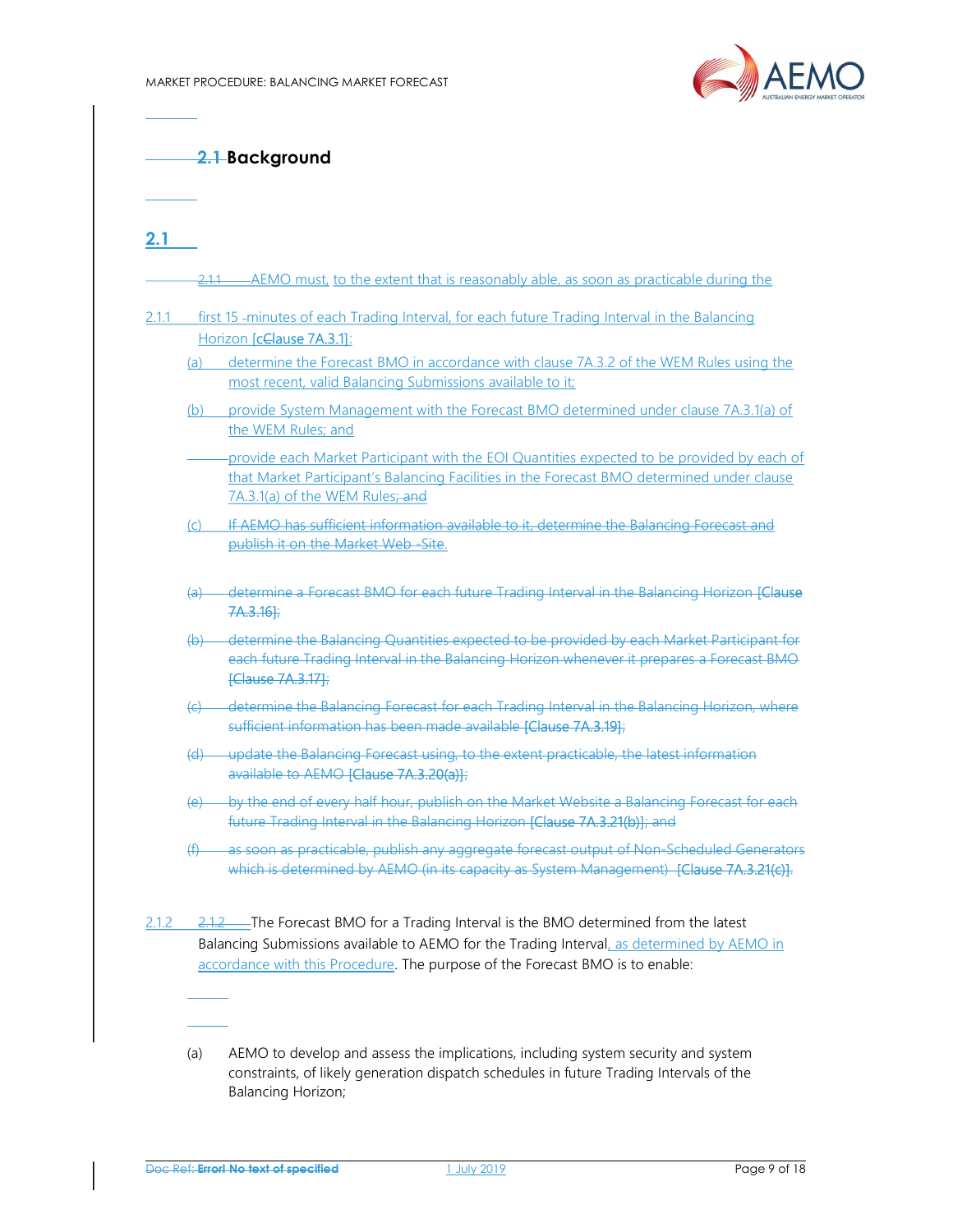## 2.1 Background

2.1.1 AEMO must, to the extent that is reasonably able, as soon as practicable during the first 15 minutes of each Trading Interval, for each future Trading Interval in the Balancing Horizon [Clause 7A.3.1]:

(a) determine the Forecast BMO in accordance with clause 7A.3.2 of the WEM Rules using the most recent, valid Balancing Submissions available to it;

(b) provide System Management with the Forecast BMO determined under clause 7A.3.1(a) of the WEM Rules; and

(c) provide each Market Participant with the EOI Quantities expected to be provided by each of that Market Participant's Balancing Facilities in the Forecast BMO determined under clause 7A.3.1(a) of the WEM Rules; and

~~(c) If AEMO has sufficient information available to it, determine the Balancing Forecast and publish it on the Market Web Site.~~

~~(a) determine a Forecast BMO for each future Trading Interval in the Balancing Horizon [Clause 7A.3.16];~~

~~(b) determine the Balancing Quantities expected to be provided by each Market Participant for each future Trading Interval in the Balancing Horizon whenever it prepares a Forecast BMO [Clause 7A.3.17];~~

~~(c) determine the Balancing Forecast for each Trading Interval in the Balancing Horizon, where sufficient information has been made available [Clause 7A.3.19];~~

~~(d) update the Balancing Forecast using, to the extent practicable, the latest information available to AEMO [Clause 7A.3.20(a)];~~

~~(e) by the end of every half hour, publish on the Market Website a Balancing Forecast for each future Trading Interval in the Balancing Horizon [Clause 7A.3.21(b)]; and~~

~~(f) as soon as practicable, publish any aggregate forecast output of Non-Scheduled Generators which is determined by AEMO (in its capacity as System Management) [Clause 7A.3.21(c)].~~

2.1.2 The Forecast BMO for a Trading Interval is the BMO determined from the latest Balancing Submissions available to AEMO for the Trading Interval, as determined by AEMO in accordance with this Procedure. The purpose of the Forecast BMO is to enable:

(a) AEMO to develop and assess the implications, including system security and system constraints, of likely generation dispatch schedules in future Trading Intervals of the Balancing Horizon;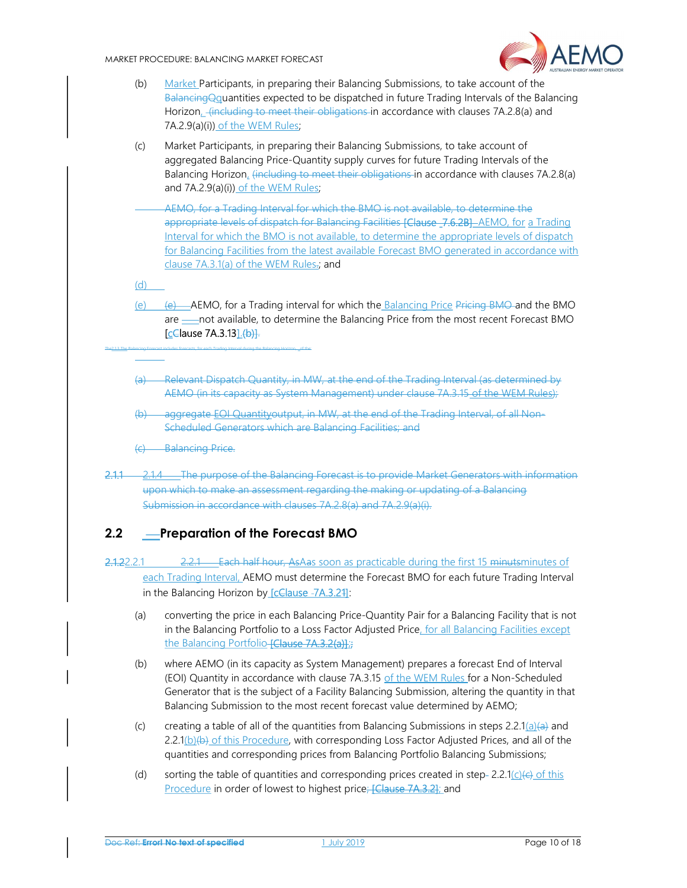(b) Market Participants, in preparing their Balancing Submissions, to take account of the BalancingQquantities expected to be dispatched in future Trading Intervals of the Balancing Horizon, (including to meet their obligations in accordance with clauses 7A.2.8(a) and 7A.2.9(a)(i)) of the WEM Rules;

(c) Market Participants, in preparing their Balancing Submissions, to take account of aggregated Balancing Price-Quantity supply curves for future Trading Intervals of the Balancing Horizon, (including to meet their obligations in accordance with clauses 7A.2.8(a) and 7A.2.9(a)(i)) of the WEM Rules;

AEMO, for a Trading Interval for which the BMO is not available, to determine the appropriate levels of dispatch for Balancing Facilities [Clause 7.6.2B] AEMO, for a Trading Interval for which the BMO is not available, to determine the appropriate levels of dispatch for Balancing Facilities from the latest available Forecast BMO generated in accordance with clause 7A.3.1(a) of the WEM Rules.; and

(d)

(e) (e) AEMO, for a Trading interval for which the Balancing Price Pricing BMO and the BMO are not available, to determine the Balancing Price from the most recent Forecast BMO [cClause 7A.3.13] (b)].

The2.1.3 The Balancing Forecast includes forecasts, for each Trading Interval during the Balancing Horizon, of the:

(a) Relevant Dispatch Quantity, in MW, at the end of the Trading Interval (as determined by AEMO (in its capacity as System Management) under clause 7A.3.15 of the WEM Rules);

(b) aggregate EOI Quantityoutput, in MW, at the end of the Trading Interval, of all Non-Scheduled Generators which are Balancing Facilities; and

(c) Balancing Price.

2.1.1 2.1.4 The purpose of the Balancing Forecast is to provide Market Generators with information upon which to make an assessment regarding the making or updating of a Balancing Submission in accordance with clauses 7A.2.8(a) and 7A.2.9(a)(i).

## 2.2 Preparation of the Forecast BMO

2.1.22.2.1 2.2.1 Each half hour, AsAas soon as practicable during the first 15 minutsminutes of each Trading Interval, AEMO must determine the Forecast BMO for each future Trading Interval in the Balancing Horizon by [cClause 7A.3.21]:

(a) converting the price in each Balancing Price-Quantity Pair for a Balancing Facility that is not in the Balancing Portfolio to a Loss Factor Adjusted Price, for all Balancing Facilities except the Balancing Portfolio [Clause 7A.3.2(a)];;

(b) where AEMO (in its capacity as System Management) prepares a forecast End of Interval (EOI) Quantity in accordance with clause 7A.3.15 of the WEM Rules for a Non-Scheduled Generator that is the subject of a Facility Balancing Submission, altering the quantity in that Balancing Submission to the most recent forecast value determined by AEMO;

(c) creating a table of all of the quantities from Balancing Submissions in steps 2.2.1(a)(a) and 2.2.1(b)(b) of this Procedure, with corresponding Loss Factor Adjusted Prices, and all of the quantities and corresponding prices from Balancing Portfolio Balancing Submissions;

(d) sorting the table of quantities and corresponding prices created in step 2.2.1(c)(c) of this Procedure in order of lowest to highest price; [Clause 7A.3.2]; and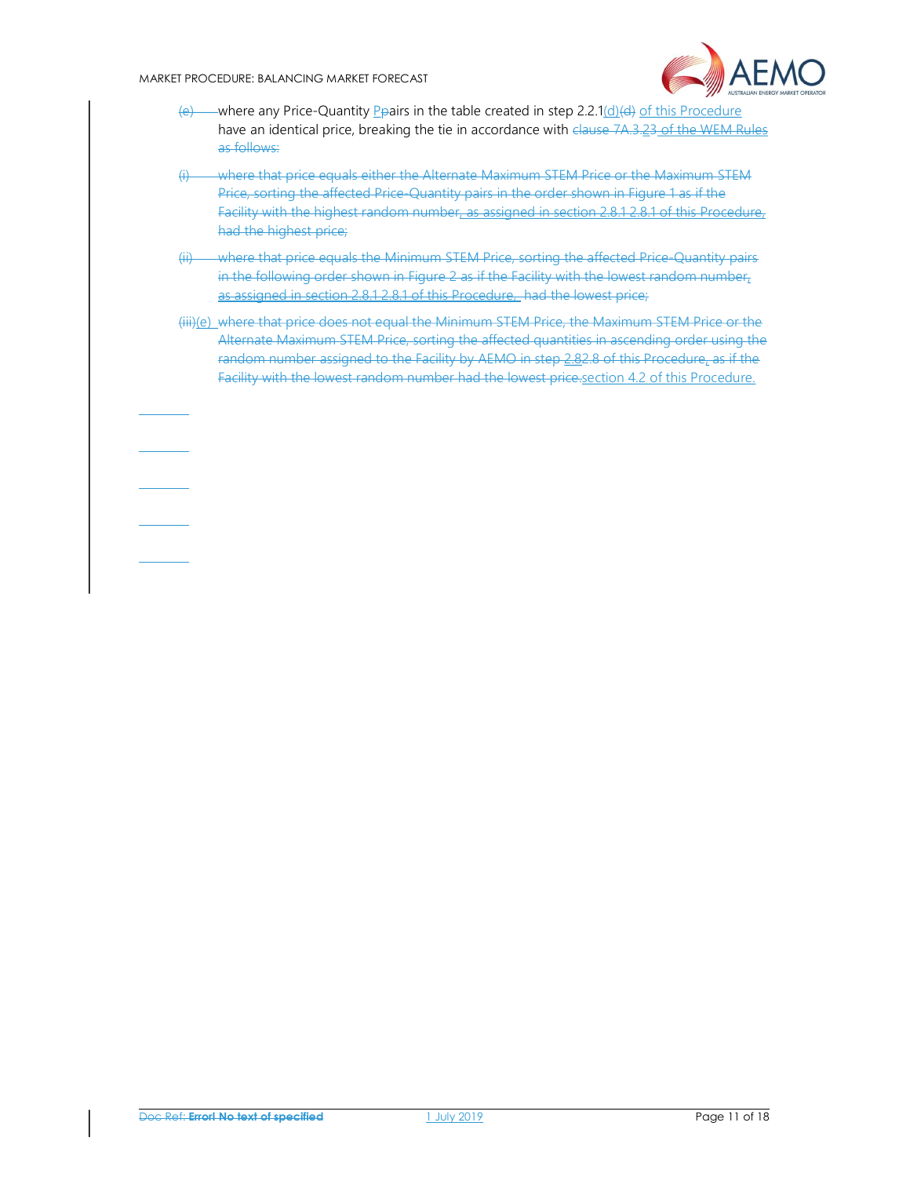(e) where any Price-Quantity Ppairs in the table created in step 2.2.1(d)(d) of this Procedure have an identical price, breaking the tie in accordance with clause 7A.3.23 of the WEM Rules as follows:

(i) where that price equals either the Alternate Maximum STEM Price or the Maximum STEM Price, sorting the affected Price-Quantity pairs in the order shown in Figure 1 as if the Facility with the highest random number, as assigned in section 2.8.1 2.8.1 of this Procedure, had the highest price;

(ii) where that price equals the Minimum STEM Price, sorting the affected Price-Quantity pairs in the following order shown in Figure 2 as if the Facility with the lowest random number, as assigned in section 2.8.1 2.8.1 of this Procedure, had the lowest price;

(iii)(e) where that price does not equal the Minimum STEM Price, the Maximum STEM Price or the Alternate Maximum STEM Price, sorting the affected quantities in ascending order using the random number assigned to the Facility by AEMO in step 2.82.8 of this Procedure, as if the Facility with the lowest random number had the lowest price.section 4.2 of this Procedure.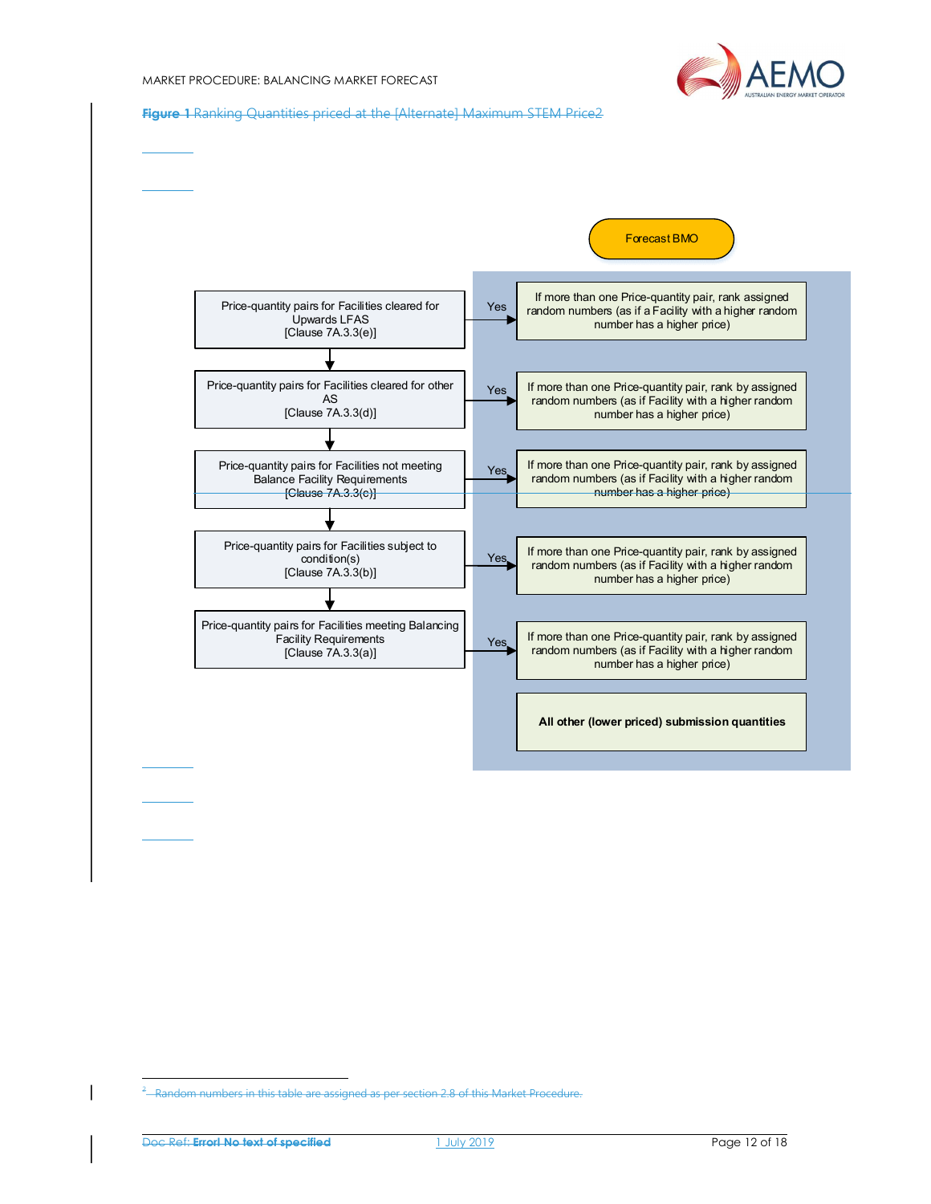**Figure 1** Ranking Quantities priced at the [Alternate] Maximum STEM Price2

Forecast BMO

| Price-quantity pairs | | Ranking |
| --- | --- | --- |
| Price-quantity pairs for Facilities cleared for Upwards LFAS [Clause 7A.3.3(e)] | Yes | If more than one Price-quantity pair, rank assigned random numbers (as if a Facility with a higher random number has a higher price) |
| Price-quantity pairs for Facilities cleared for other AS [Clause 7A.3.3(d)] | Yes | If more than one Price-quantity pair, rank by assigned random numbers (as if Facility with a higher random number has a higher price) |
| Price-quantity pairs for Facilities not meeting Balance Facility Requirements [Clause 7A.3.3(c)] | Yes | If more than one Price-quantity pair, rank by assigned random numbers (as if Facility with a higher random number has a higher price) |
| Price-quantity pairs for Facilities subject to condition(s) [Clause 7A.3.3(b)] | Yes | If more than one Price-quantity pair, rank by assigned random numbers (as if Facility with a higher random number has a higher price) |
| Price-quantity pairs for Facilities meeting Balancing Facility Requirements [Clause 7A.3.3(a)] | Yes | If more than one Price-quantity pair, rank by assigned random numbers (as if Facility with a higher random number has a higher price) |
| | | **All other (lower priced) submission quantities** |

[2] Random numbers in this table are assigned as per section 2.8 of this Market Procedure.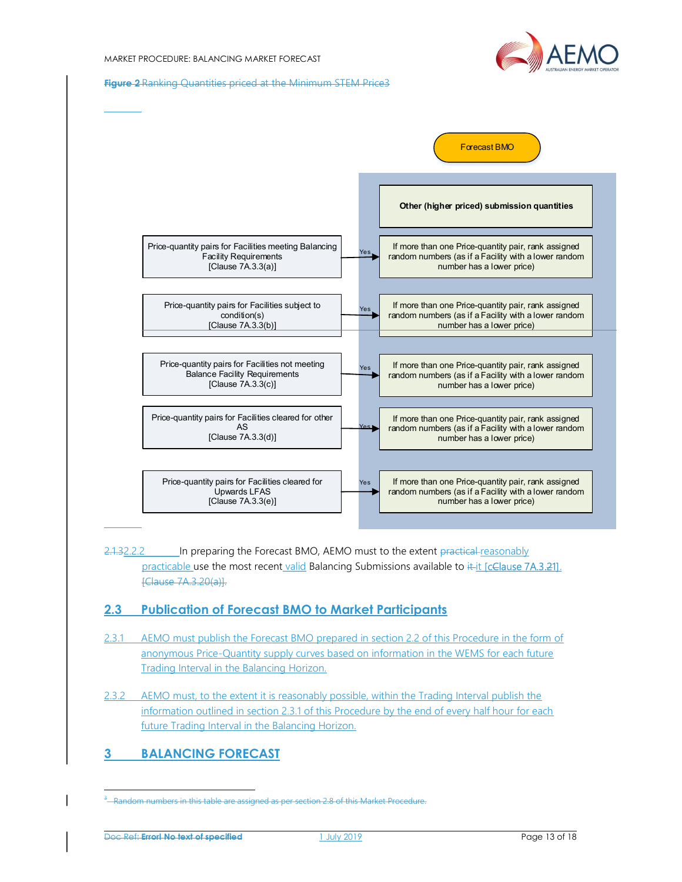**Figure 2** Ranking Quantities priced at the Minimum STEM Price3

Forecast BMO

Other (higher priced) submission quantities

| Price-quantity pairs |  | Ranking |
| --- | --- | --- |
| Price-quantity pairs for Facilities meeting Balancing Facility Requirements [Clause 7A.3.3(a)] | Yes | If more than one Price-quantity pair, rank assigned random numbers (as if a Facility with a lower random number has a lower price) |
| Price-quantity pairs for Facilities subject to condition(s) [Clause 7A.3.3(b)] | Yes | If more than one Price-quantity pair, rank assigned random numbers (as if a Facility with a lower random number has a lower price) |
| Price-quantity pairs for Facilities not meeting Balance Facility Requirements [Clause 7A.3.3(c)] | Yes | If more than one Price-quantity pair, rank assigned random numbers (as if a Facility with a lower random number has a lower price) |
| Price-quantity pairs for Facilities cleared for other AS [Clause 7A.3.3(d)] | Yes | If more than one Price-quantity pair, rank assigned random numbers (as if a Facility with a lower random number has a lower price) |
| Price-quantity pairs for Facilities cleared for Upwards LFAS [Clause 7A.3.3(e)] | Yes | If more than one Price-quantity pair, rank assigned random numbers (as if a Facility with a lower random number has a lower price) |

2.1.32.2.2 In preparing the Forecast BMO, AEMO must to the extent practical reasonably practicable use the most recent valid Balancing Submissions available to it it [cClause 7A.3.21]. [Clause 7A.3.20(a)].

## 2.3 Publication of Forecast BMO to Market Participants

2.3.1 AEMO must publish the Forecast BMO prepared in section 2.2 of this Procedure in the form of anonymous Price-Quantity supply curves based on information in the WEMS for each future Trading Interval in the Balancing Horizon.

2.3.2 AEMO must, to the extent it is reasonably possible, within the Trading Interval publish the information outlined in section 2.3.1 of this Procedure by the end of every half hour for each future Trading Interval in the Balancing Horizon.

# 3 BALANCING FORECAST

[3] Random numbers in this table are assigned as per section 2.8 of this Market Procedure.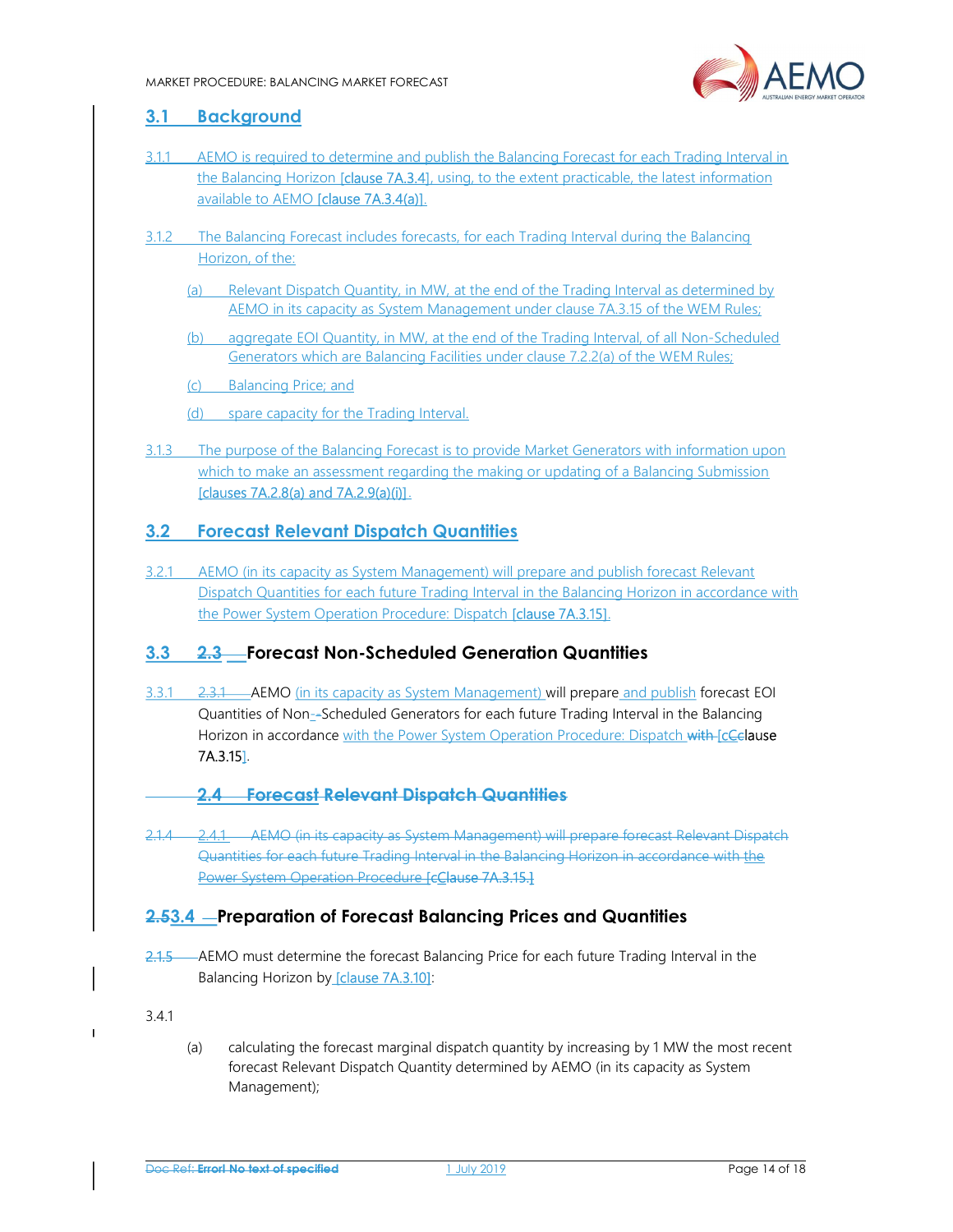## 3.1 Background

3.1.1 AEMO is required to determine and publish the Balancing Forecast for each Trading Interval in the Balancing Horizon [clause 7A.3.4], using, to the extent practicable, the latest information available to AEMO [clause 7A.3.4(a)].

3.1.2 The Balancing Forecast includes forecasts, for each Trading Interval during the Balancing Horizon, of the:

(a) Relevant Dispatch Quantity, in MW, at the end of the Trading Interval as determined by AEMO in its capacity as System Management under clause 7A.3.15 of the WEM Rules;

(b) aggregate EOI Quantity, in MW, at the end of the Trading Interval, of all Non-Scheduled Generators which are Balancing Facilities under clause 7.2.2(a) of the WEM Rules;

(c) Balancing Price; and

(d) spare capacity for the Trading Interval.

3.1.3 The purpose of the Balancing Forecast is to provide Market Generators with information upon which to make an assessment regarding the making or updating of a Balancing Submission [clauses 7A.2.8(a) and 7A.2.9(a)(i)].

## 3.2 Forecast Relevant Dispatch Quantities

3.2.1 AEMO (in its capacity as System Management) will prepare and publish forecast Relevant Dispatch Quantities for each future Trading Interval in the Balancing Horizon in accordance with the Power System Operation Procedure: Dispatch [clause 7A.3.15].

## 3.3 Forecast Non-Scheduled Generation Quantities

3.3.1 AEMO (in its capacity as System Management) will prepare and publish forecast EOI Quantities of Non-Scheduled Generators for each future Trading Interval in the Balancing Horizon in accordance with the Power System Operation Procedure: Dispatch [clause 7A.3.15].

## 3.4 Preparation of Forecast Balancing Prices and Quantities

3.4.1 AEMO must determine the forecast Balancing Price for each future Trading Interval in the Balancing Horizon by [clause 7A.3.10]:

(a) calculating the forecast marginal dispatch quantity by increasing by 1 MW the most recent forecast Relevant Dispatch Quantity determined by AEMO (in its capacity as System Management);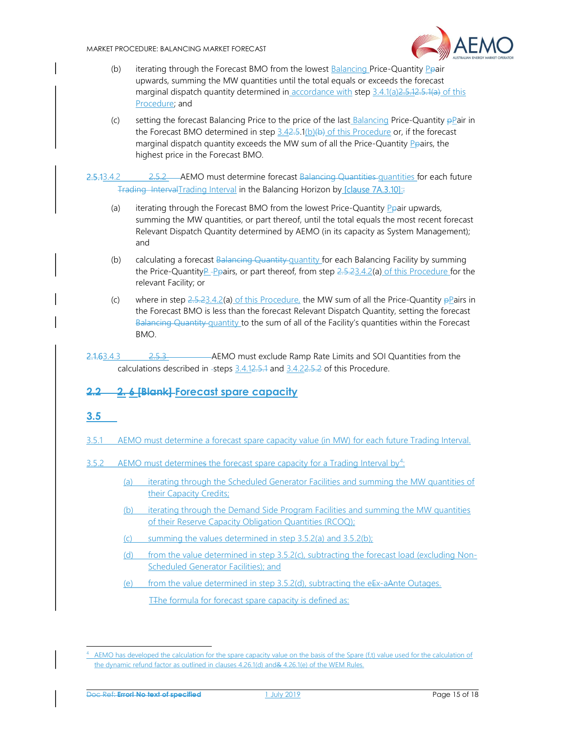(b) iterating through the Forecast BMO from the lowest Balancing Price-Quantity Pair upwards, summing the MW quantities until the total equals or exceeds the forecast marginal dispatch quantity determined in accordance with step 3.4.1(a) of this Procedure; and

(c) setting the forecast Balancing Price to the price of the last Balancing Price-Quantity Pair in the Forecast BMO determined in step 3.4.1(b) of this Procedure or, if the forecast marginal dispatch quantity exceeds the MW sum of all the Price-Quantity Pairs, the highest price in the Forecast BMO.

3.4.2 AEMO must determine forecast quantities for each future Trading Interval in the Balancing Horizon by [clause 7A.3.10]:

(a) iterating through the Forecast BMO from the lowest Price-Quantity Pair upwards, summing the MW quantities, or part thereof, until the total equals the most recent forecast Relevant Dispatch Quantity determined by AEMO (in its capacity as System Management); and

(b) calculating a forecast quantity for each Balancing Facility by summing the Price-Quantity Pairs, or part thereof, from step 3.4.2(a) of this Procedure for the relevant Facility; or

(c) where in step 3.4.2(a) of this Procedure, the MW sum of all the Price-Quantity Pairs in the Forecast BMO is less than the forecast Relevant Dispatch Quantity, setting the forecast quantity to the sum of all of the Facility's quantities within the Forecast BMO.

3.4.3 AEMO must exclude Ramp Rate Limits and SOI Quantities from the calculations described in steps 3.4.1 and 3.4.2 of this Procedure.

## 3.5 Forecast spare capacity

3.5.1 AEMO must determine a forecast spare capacity value (in MW) for each future Trading Interval.

3.5.2 AEMO must determines the forecast spare capacity for a Trading Interval by[4]:

(a) iterating through the Scheduled Generator Facilities and summing the MW quantities of their Capacity Credits;

(b) iterating through the Demand Side Program Facilities and summing the MW quantities of their Reserve Capacity Obligation Quantities (RCOQ);

(c) summing the values determined in step 3.5.2(a) and 3.5.2(b);

(d) from the value determined in step 3.5.2(c), subtracting the forecast load (excluding Non-Scheduled Generator Facilities); and

(e) from the value determined in step 3.5.2(d), subtracting the Ex-Ante Outages.

The formula for forecast spare capacity is defined as:

[4] AEMO has developed the calculation for the spare capacity value on the basis of the Spare (f,t) value used for the calculation of the dynamic refund factor as outlined in clauses 4.26.1(d) and 4.26.1(e) of the WEM Rules.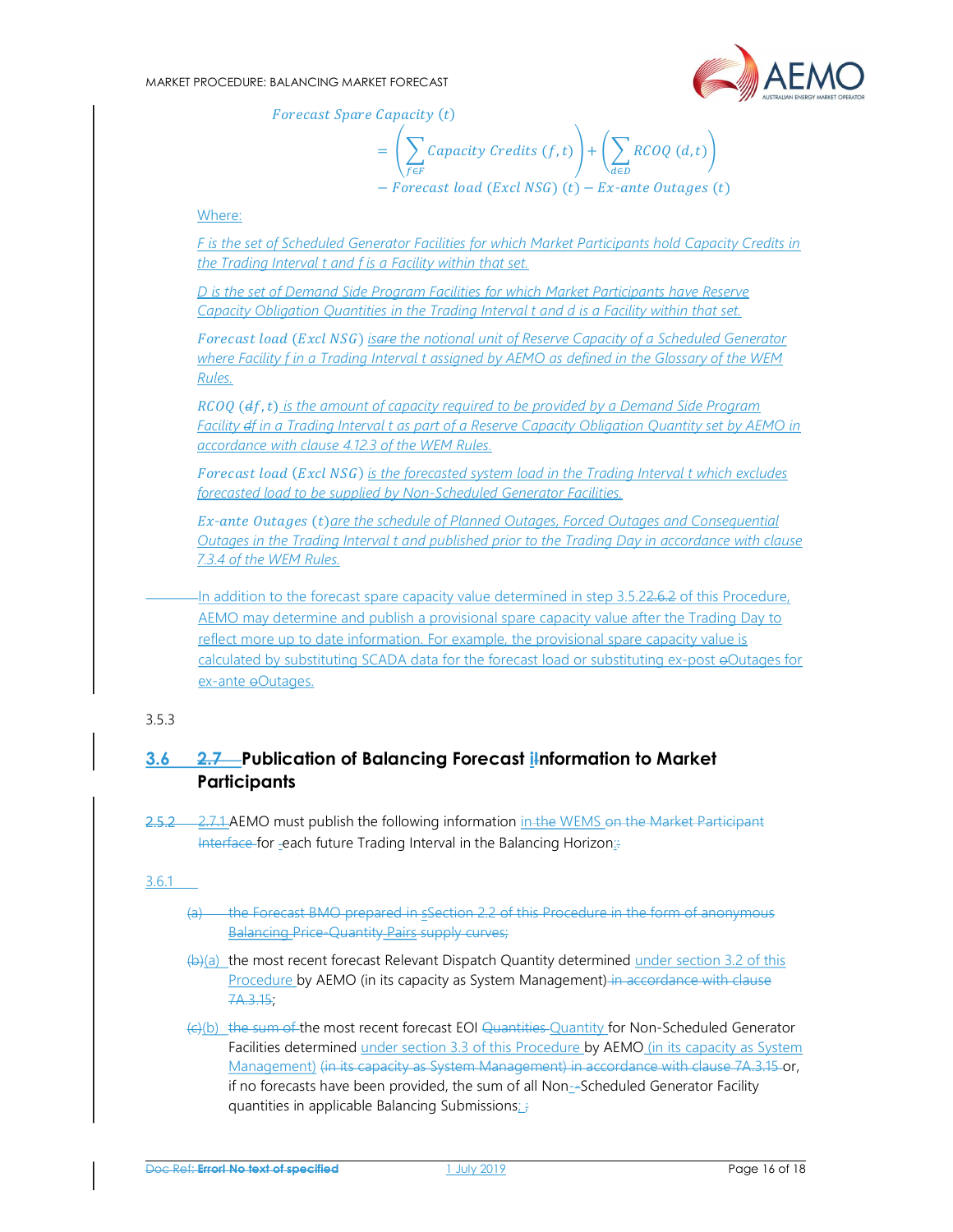$$Forecast\ Spare\ Capacity\ (t) = \left(\sum_{f \in F} Capacity\ Credits\ (f,t)\right) + \left(\sum_{d \in D} RCOQ\ (d,t)\right) - Forecast\ load\ (Excl\ NSG)\ (t) - Ex\text{-}ante\ Outages\ (t)$$

Where:

*F is the set of Scheduled Generator Facilities for which Market Participants hold Capacity Credits in the Trading Interval t and f is a Facility within that set.*

*D is the set of Demand Side Program Facilities for which Market Participants have Reserve Capacity Obligation Quantities in the Trading Interval t and d is a Facility within that set.*

$Forecast\ load\ (Excl\ NSG)$ *isare the notional unit of Reserve Capacity of a Scheduled Generator where Facility f in a Trading Interval t assigned by AEMO as defined in the Glossary of the WEM Rules.*

$RCOQ\ (df, t)$ *is the amount of capacity required to be provided by a Demand Side Program Facility df in a Trading Interval t as part of a Reserve Capacity Obligation Quantity set by AEMO in accordance with clause 4.12.3 of the WEM Rules.*

$Forecast\ load\ (Excl\ NSG)$ *is the forecasted system load in the Trading Interval t which excludes forecasted load to be supplied by Non-Scheduled Generator Facilities.*

$Ex\text{-}ante\ Outages\ (t)$ *are the schedule of Planned Outages, Forced Outages and Consequential Outages in the Trading Interval t and published prior to the Trading Day in accordance with clause 7.3.4 of the WEM Rules.*

In addition to the forecast spare capacity value determined in step 3.5.22.6.2 of this Procedure, AEMO may determine and publish a provisional spare capacity value after the Trading Day to reflect more up to date information. For example, the provisional spare capacity value is calculated by substituting SCADA data for the forecast load or substituting ex-post oOutages for ex-ante oOutages.

3.5.3

## 3.6 2.7 Publication of Balancing Forecast iInformation to Market Participants

2.5.2 2.7.1 AEMO must publish the following information in the WEMS on the Market Participant Interface for each future Trading Interval in the Balancing Horizon::

3.6.1

(a) the Forecast BMO prepared in sSection 2.2 of this Procedure in the form of anonymous Balancing Price-Quantity Pairs supply curves;

(b)(a) the most recent forecast Relevant Dispatch Quantity determined under section 3.2 of this Procedure by AEMO (in its capacity as System Management) in accordance with clause 7A.3.15;

(c)(b) the sum of the most recent forecast EOI Quantities Quantity for Non-Scheduled Generator Facilities determined under section 3.3 of this Procedure by AEMO (in its capacity as System Management) (in its capacity as System Management) in accordance with clause 7A.3.15 or, if no forecasts have been provided, the sum of all Non--Scheduled Generator Facility quantities in applicable Balancing Submissions; ;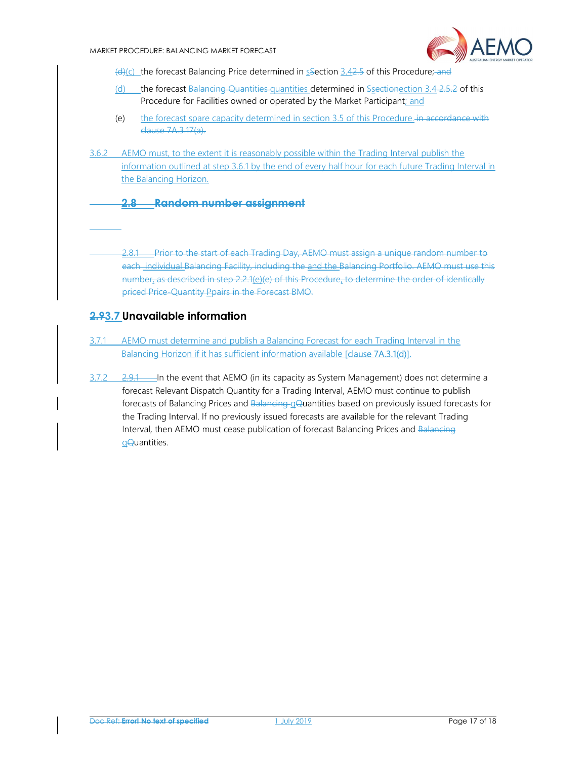(d)(c) the forecast Balancing Price determined in sSection 3.42.5 of this Procedure; and

(d) the forecast Balancing Quantities quantities determined in Ssectionection 3.4 2.5.2 of this Procedure for Facilities owned or operated by the Market Participant; and

(e) the forecast spare capacity determined in section 3.5 of this Procedure. in accordance with clause 7A.3.17(a).

3.6.2 AEMO must, to the extent it is reasonably possible within the Trading Interval publish the information outlined at step 3.6.1 by the end of every half hour for each future Trading Interval in the Balancing Horizon.

## 2.8 Random number assignment

2.8.1 Prior to the start of each Trading Day, AEMO must assign a unique random number to each individual Balancing Facility, including the and the Balancing Portfolio. AEMO must use this number, as described in step 2.2.1(e)(e) of this Procedure, to determine the order of identically priced Price-Quantity Ppairs in the Forecast BMO.

## 2.93.7 Unavailable information

3.7.1 AEMO must determine and publish a Balancing Forecast for each Trading Interval in the Balancing Horizon if it has sufficient information available [clause 7A.3.1(d)].

3.7.2 2.9.1 In the event that AEMO (in its capacity as System Management) does not determine a forecast Relevant Dispatch Quantity for a Trading Interval, AEMO must continue to publish forecasts of Balancing Prices and Balancing qQuantities based on previously issued forecasts for the Trading Interval. If no previously issued forecasts are available for the relevant Trading Interval, then AEMO must cease publication of forecast Balancing Prices and Balancing qQuantities.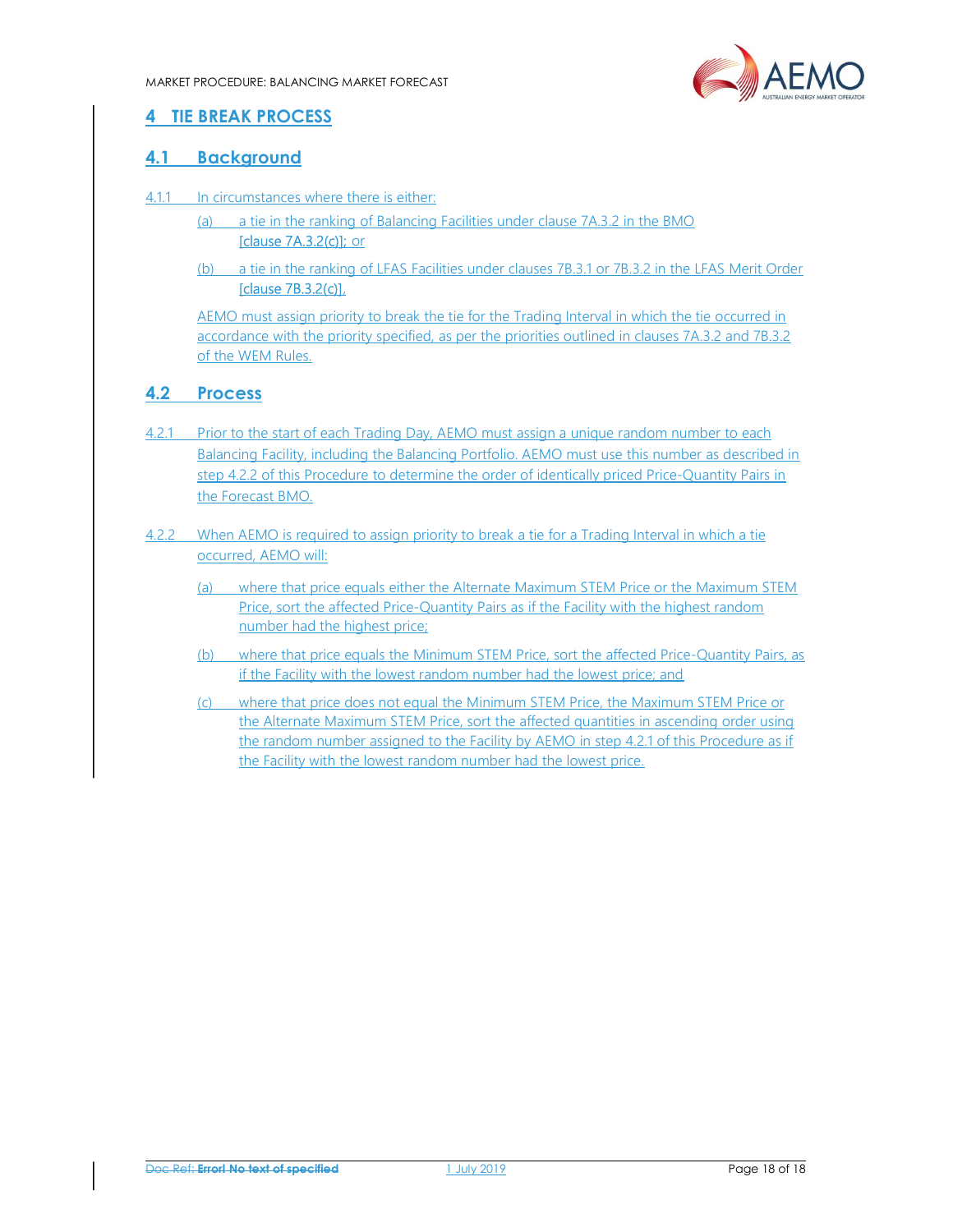# 4 TIE BREAK PROCESS

## 4.1 Background

4.1.1 In circumstances where there is either:

(a) a tie in the ranking of Balancing Facilities under clause 7A.3.2 in the BMO [clause 7A.3.2(c)]; or

(b) a tie in the ranking of LFAS Facilities under clauses 7B.3.1 or 7B.3.2 in the LFAS Merit Order [clause 7B.3.2(c)],

AEMO must assign priority to break the tie for the Trading Interval in which the tie occurred in accordance with the priority specified, as per the priorities outlined in clauses 7A.3.2 and 7B.3.2 of the WEM Rules.

## 4.2 Process

4.2.1 Prior to the start of each Trading Day, AEMO must assign a unique random number to each Balancing Facility, including the Balancing Portfolio. AEMO must use this number as described in step 4.2.2 of this Procedure to determine the order of identically priced Price-Quantity Pairs in the Forecast BMO.

4.2.2 When AEMO is required to assign priority to break a tie for a Trading Interval in which a tie occurred, AEMO will:

(a) where that price equals either the Alternate Maximum STEM Price or the Maximum STEM Price, sort the affected Price-Quantity Pairs as if the Facility with the highest random number had the highest price;

(b) where that price equals the Minimum STEM Price, sort the affected Price-Quantity Pairs, as if the Facility with the lowest random number had the lowest price; and

(c) where that price does not equal the Minimum STEM Price, the Maximum STEM Price or the Alternate Maximum STEM Price, sort the affected quantities in ascending order using the random number assigned to the Facility by AEMO in step 4.2.1 of this Procedure as if the Facility with the lowest random number had the lowest price.